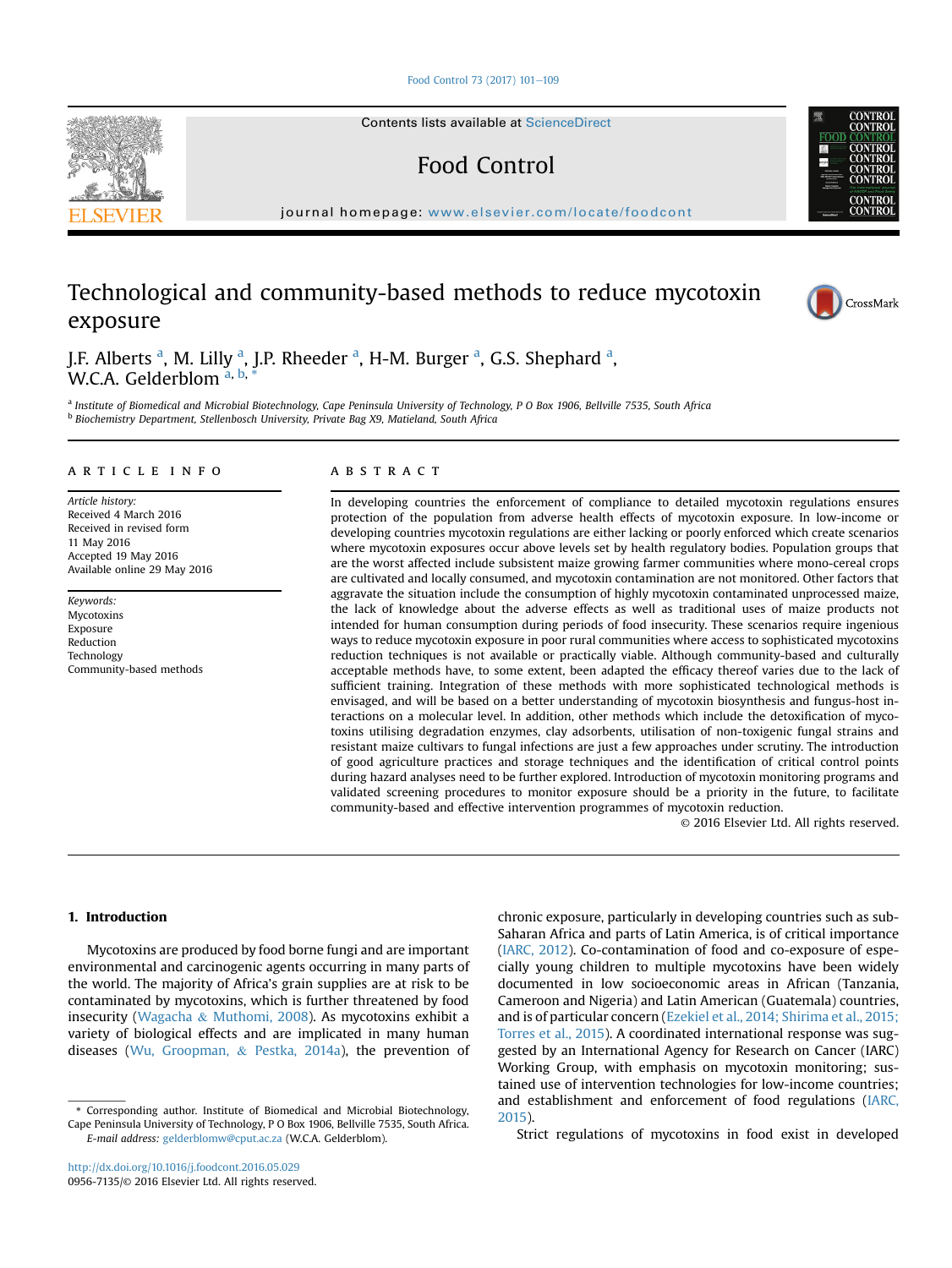# Technological and community-based methods to reduce mycotoxin exposure

J.F. Alberts [a], M. Lilly [a], J.P. Rheeder [a], H-M. Burger [a], G.S. Shephard [a], W.C.A. Gelderblom [a, b, *]

[a] Institute of Biomedical and Microbial Biotechnology, Cape Peninsula University of Technology, P O Box 1906, Bellville 7535, South Africa
[b] Biochemistry Department, Stellenbosch University, Private Bag X9, Matieland, South Africa

## ARTICLE INFO

*Article history:*
Received 4 March 2016
Received in revised form 11 May 2016
Accepted 19 May 2016
Available online 29 May 2016

*Keywords:*
Mycotoxins
Exposure
Reduction
Technology
Community-based methods

## ABSTRACT

In developing countries the enforcement of compliance to detailed mycotoxin regulations ensures protection of the population from adverse health effects of mycotoxin exposure. In low-income or developing countries mycotoxin regulations are either lacking or poorly enforced which create scenarios where mycotoxin exposures occur above levels set by health regulatory bodies. Population groups that are the worst affected include subsistent maize growing farmer communities where mono-cereal crops are cultivated and locally consumed, and mycotoxin contamination are not monitored. Other factors that aggravate the situation include the consumption of highly mycotoxin contaminated unprocessed maize, the lack of knowledge about the adverse effects as well as traditional uses of maize products not intended for human consumption during periods of food insecurity. These scenarios require ingenious ways to reduce mycotoxin exposure in poor rural communities where access to sophisticated mycotoxins reduction techniques is not available or practically viable. Although community-based and culturally acceptable methods have, to some extent, been adapted the efficacy thereof varies due to the lack of sufficient training. Integration of these methods with more sophisticated technological methods is envisaged, and will be based on a better understanding of mycotoxin biosynthesis and fungus-host interactions on a molecular level. In addition, other methods which include the detoxification of mycotoxins utilising degradation enzymes, clay adsorbents, utilisation of non-toxigenic fungal strains and resistant maize cultivars to fungal infections are just a few approaches under scrutiny. The introduction of good agriculture practices and storage techniques and the identification of critical control points during hazard analyses need to be further explored. Introduction of mycotoxin monitoring programs and validated screening procedures to monitor exposure should be a priority in the future, to facilitate community-based and effective intervention programmes of mycotoxin reduction.

© 2016 Elsevier Ltd. All rights reserved.

## 1. Introduction

Mycotoxins are produced by food borne fungi and are important environmental and carcinogenic agents occurring in many parts of the world. The majority of Africa's grain supplies are at risk to be contaminated by mycotoxins, which is further threatened by food insecurity (Wagacha & Muthomi, 2008). As mycotoxins exhibit a variety of biological effects and are implicated in many human diseases (Wu, Groopman, & Pestka, 2014a), the prevention of chronic exposure, particularly in developing countries such as sub-Saharan Africa and parts of Latin America, is of critical importance (IARC, 2012). Co-contamination of food and co-exposure of especially young children to multiple mycotoxins have been widely documented in low socioeconomic areas in African (Tanzania, Cameroon and Nigeria) and Latin American (Guatemala) countries, and is of particular concern (Ezekiel et al., 2014; Shirima et al., 2015; Torres et al., 2015). A coordinated international response was suggested by an International Agency for Research on Cancer (IARC) Working Group, with emphasis on mycotoxin monitoring; sustained use of intervention technologies for low-income countries; and establishment and enforcement of food regulations (IARC, 2015).

Strict regulations of mycotoxins in food exist in developed

---

* Corresponding author. Institute of Biomedical and Microbial Biotechnology, Cape Peninsula University of Technology, P O Box 1906, Bellville 7535, South Africa.
*E-mail address:* gelderblomw@cput.ac.za (W.C.A. Gelderblom).

http://dx.doi.org/10.1016/j.foodcont.2016.05.029
0956-7135/© 2016 Elsevier Ltd. All rights reserved.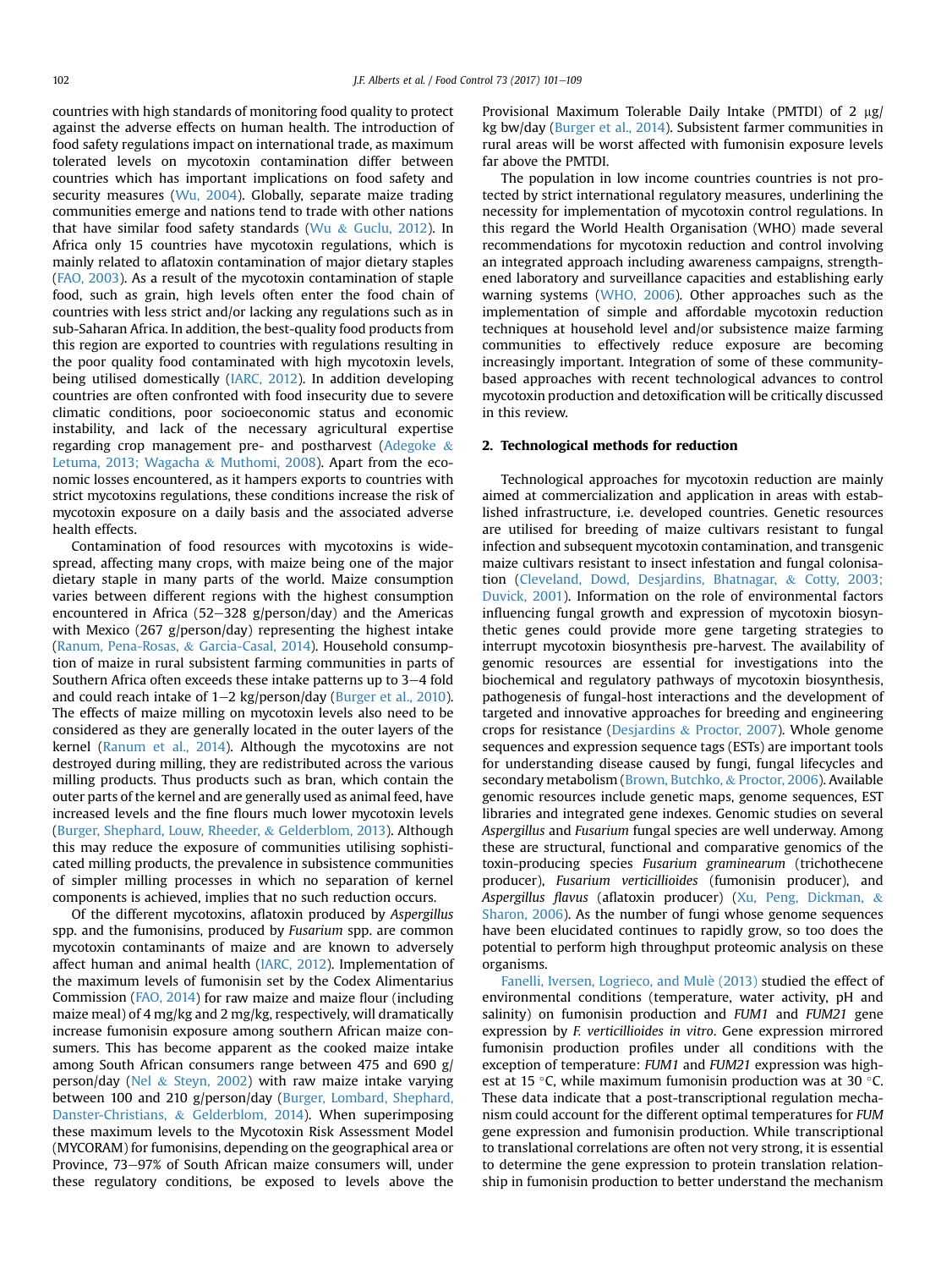countries with high standards of monitoring food quality to protect against the adverse effects on human health. The introduction of food safety regulations impact on international trade, as maximum tolerated levels on mycotoxin contamination differ between countries which has important implications on food safety and security measures (Wu, 2004). Globally, separate maize trading communities emerge and nations tend to trade with other nations that have similar food safety standards (Wu & Guclu, 2012). In Africa only 15 countries have mycotoxin regulations, which is mainly related to aflatoxin contamination of major dietary staples (FAO, 2003). As a result of the mycotoxin contamination of staple food, such as grain, high levels often enter the food chain of countries with less strict and/or lacking any regulations such as in sub-Saharan Africa. In addition, the best-quality food products from this region are exported to countries with regulations resulting in the poor quality food contaminated with high mycotoxin levels, being utilised domestically (IARC, 2012). In addition developing countries are often confronted with food insecurity due to severe climatic conditions, poor socioeconomic status and economic instability, and lack of the necessary agricultural expertise regarding crop management pre- and postharvest (Adegoke & Letuma, 2013; Wagacha & Muthomi, 2008). Apart from the economic losses encountered, as it hampers exports to countries with strict mycotoxins regulations, these conditions increase the risk of mycotoxin exposure on a daily basis and the associated adverse health effects.

Contamination of food resources with mycotoxins is widespread, affecting many crops, with maize being one of the major dietary staple in many parts of the world. Maize consumption varies between different regions with the highest consumption encountered in Africa (52–328 g/person/day) and the Americas with Mexico (267 g/person/day) representing the highest intake (Ranum, Pena-Rosas, & Garcia-Casal, 2014). Household consumption of maize in rural subsistent farming communities in parts of Southern Africa often exceeds these intake patterns up to 3–4 fold and could reach intake of 1–2 kg/person/day (Burger et al., 2010). The effects of maize milling on mycotoxin levels also need to be considered as they are generally located in the outer layers of the kernel (Ranum et al., 2014). Although the mycotoxins are not destroyed during milling, they are redistributed across the various milling products. Thus products such as bran, which contain the outer parts of the kernel and are generally used as animal feed, have increased levels and the fine flours much lower mycotoxin levels (Burger, Shephard, Louw, Rheeder, & Gelderblom, 2013). Although this may reduce the exposure of communities utilising sophisticated milling products, the prevalence in subsistence communities of simpler milling processes in which no separation of kernel components is achieved, implies that no such reduction occurs.

Of the different mycotoxins, aflatoxin produced by *Aspergillus* spp. and the fumonisins, produced by *Fusarium* spp. are common mycotoxin contaminants of maize and are known to adversely affect human and animal health (IARC, 2012). Implementation of the maximum levels of fumonisin set by the Codex Alimentarius Commission (FAO, 2014) for raw maize and maize flour (including maize meal) of 4 mg/kg and 2 mg/kg, respectively, will dramatically increase fumonisin exposure among southern African maize consumers. This has become apparent as the cooked maize intake among South African consumers range between 475 and 690 g/person/day (Nel & Steyn, 2002) with raw maize intake varying between 100 and 210 g/person/day (Burger, Lombard, Shephard, Danster-Christians, & Gelderblom, 2014). When superimposing these maximum levels to the Mycotoxin Risk Assessment Model (MYCORAM) for fumonisins, depending on the geographical area or Province, 73–97% of South African maize consumers will, under these regulatory conditions, be exposed to levels above the Provisional Maximum Tolerable Daily Intake (PMTDI) of 2 μg/kg bw/day (Burger et al., 2014). Subsistent farmer communities in rural areas will be worst affected with fumonisin exposure levels far above the PMTDI.

The population in low income countries countries is not protected by strict international regulatory measures, underlining the necessity for implementation of mycotoxin control regulations. In this regard the World Health Organisation (WHO) made several recommendations for mycotoxin reduction and control involving an integrated approach including awareness campaigns, strengthened laboratory and surveillance capacities and establishing early warning systems (WHO, 2006). Other approaches such as the implementation of simple and affordable mycotoxin reduction techniques at household level and/or subsistence maize farming communities to effectively reduce exposure are becoming increasingly important. Integration of some of these community-based approaches with recent technological advances to control mycotoxin production and detoxification will be critically discussed in this review.

## 2. Technological methods for reduction

Technological approaches for mycotoxin reduction are mainly aimed at commercialization and application in areas with established infrastructure, i.e. developed countries. Genetic resources are utilised for breeding of maize cultivars resistant to fungal infection and subsequent mycotoxin contamination, and transgenic maize cultivars resistant to insect infestation and fungal colonisation (Cleveland, Dowd, Desjardins, Bhatnagar, & Cotty, 2003; Duvick, 2001). Information on the role of environmental factors influencing fungal growth and expression of mycotoxin biosynthetic genes could provide more gene targeting strategies to interrupt mycotoxin biosynthesis pre-harvest. The availability of genomic resources are essential for investigations into the biochemical and regulatory pathways of mycotoxin biosynthesis, pathogenesis of fungal-host interactions and the development of targeted and innovative approaches for breeding and engineering crops for resistance (Desjardins & Proctor, 2007). Whole genome sequences and expression sequence tags (ESTs) are important tools for understanding disease caused by fungi, fungal lifecycles and secondary metabolism (Brown, Butchko, & Proctor, 2006). Available genomic resources include genetic maps, genome sequences, EST libraries and integrated gene indexes. Genomic studies on several *Aspergillus* and *Fusarium* fungal species are well underway. Among these are structural, functional and comparative genomics of the toxin-producing species *Fusarium graminearum* (trichothecene producer), *Fusarium verticillioides* (fumonisin producer), and *Aspergillus flavus* (aflatoxin producer) (Xu, Peng, Dickman, & Sharon, 2006). As the number of fungi whose genome sequences have been elucidated continues to rapidly grow, so too does the potential to perform high throughput proteomic analysis on these organisms.

Fanelli, Iversen, Logrieco, and Mulè (2013) studied the effect of environmental conditions (temperature, water activity, pH and salinity) on fumonisin production and *FUM1* and *FUM21* gene expression by *F. verticillioides in vitro*. Gene expression mirrored fumonisin production profiles under all conditions with the exception of temperature: *FUM1* and *FUM21* expression was highest at 15 °C, while maximum fumonisin production was at 30 °C. These data indicate that a post-transcriptional regulation mechanism could account for the different optimal temperatures for *FUM* gene expression and fumonisin production. While transcriptional to translational correlations are often not very strong, it is essential to determine the gene expression to protein translation relationship in fumonisin production to better understand the mechanism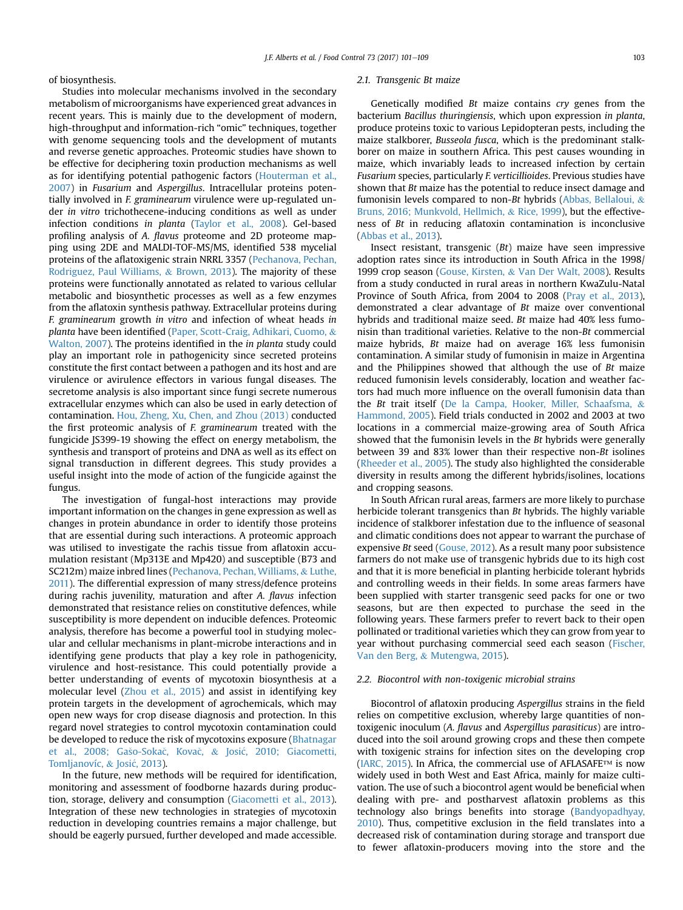of biosynthesis.

Studies into molecular mechanisms involved in the secondary metabolism of microorganisms have experienced great advances in recent years. This is mainly due to the development of modern, high-throughput and information-rich "omic" techniques, together with genome sequencing tools and the development of mutants and reverse genetic approaches. Proteomic studies have shown to be effective for deciphering toxin production mechanisms as well as for identifying potential pathogenic factors (Houterman et al., 2007) in *Fusarium* and *Aspergillus*. Intracellular proteins potentially involved in *F. graminearum* virulence were up-regulated under *in vitro* trichothecene-inducing conditions as well as under infection conditions *in planta* (Taylor et al., 2008). Gel-based profiling analysis of *A. flavus* proteome and 2D proteome mapping using 2DE and MALDI-TOF-MS/MS, identified 538 mycelial proteins of the aflatoxigenic strain NRRL 3357 (Pechanova, Pechan, Rodriguez, Paul Williams, & Brown, 2013). The majority of these proteins were functionally annotated as related to various cellular metabolic and biosynthetic processes as well as a few enzymes from the aflatoxin synthesis pathway. Extracellular proteins during *F. graminearum* growth *in vitro* and infection of wheat heads *in planta* have been identified (Paper, Scott-Craig, Adhikari, Cuomo, & Walton, 2007). The proteins identified in the *in planta* study could play an important role in pathogenicity since secreted proteins constitute the first contact between a pathogen and its host and are virulence or avirulence effectors in various fungal diseases. The secretome analysis is also important since fungi secrete numerous extracellular enzymes which can also be used in early detection of contamination. Hou, Zheng, Xu, Chen, and Zhou (2013) conducted the first proteomic analysis of *F. graminearum* treated with the fungicide JS399-19 showing the effect on energy metabolism, the synthesis and transport of proteins and DNA as well as its effect on signal transduction in different degrees. This study provides a useful insight into the mode of action of the fungicide against the fungus.

The investigation of fungal-host interactions may provide important information on the changes in gene expression as well as changes in protein abundance in order to identify those proteins that are essential during such interactions. A proteomic approach was utilised to investigate the rachis tissue from aflatoxin accumulation resistant (Mp313E and Mp420) and susceptible (B73 and SC212m) maize inbred lines (Pechanova, Pechan, Williams, & Luthe, 2011). The differential expression of many stress/defence proteins during rachis juvenility, maturation and after *A. flavus* infection demonstrated that resistance relies on constitutive defences, while susceptibility is more dependent on inducible defences. Proteomic analysis, therefore has become a powerful tool in studying molecular and cellular mechanisms in plant-microbe interactions and in identifying gene products that play a key role in pathogenicity, virulence and host-resistance. This could potentially provide a better understanding of events of mycotoxin biosynthesis at a molecular level (Zhou et al., 2015) and assist in identifying key protein targets in the development of agrochemicals, which may open new ways for crop disease diagnosis and protection. In this regard novel strategies to control mycotoxin contamination could be developed to reduce the risk of mycotoxins exposure (Bhatnagar et al., 2008; Gašo-Sokač, Kovač, & Josić, 2010; Giacometti, Tomljanovíc, & Josić, 2013).

In the future, new methods will be required for identification, monitoring and assessment of foodborne hazards during production, storage, delivery and consumption (Giacometti et al., 2013). Integration of these new technologies in strategies of mycotoxin reduction in developing countries remains a major challenge, but should be eagerly pursued, further developed and made accessible.

### 2.1. Transgenic Bt maize

Genetically modified *Bt* maize contains *cry* genes from the bacterium *Bacillus thuringiensis*, which upon expression *in planta*, produce proteins toxic to various Lepidopteran pests, including the maize stalkborer, *Busseola fusca*, which is the predominant stalkborer on maize in southern Africa. This pest causes wounding in maize, which invariably leads to increased infection by certain *Fusarium* species, particularly *F. verticillioides*. Previous studies have shown that *Bt* maize has the potential to reduce insect damage and fumonisin levels compared to non-*Bt* hybrids (Abbas, Bellaloui, & Bruns, 2016; Munkvold, Hellmich, & Rice, 1999), but the effectiveness of *Bt* in reducing aflatoxin contamination is inconclusive (Abbas et al., 2013).

Insect resistant, transgenic (*Bt*) maize have seen impressive adoption rates since its introduction in South Africa in the 1998/1999 crop season (Gouse, Kirsten, & Van Der Walt, 2008). Results from a study conducted in rural areas in northern KwaZulu-Natal Province of South Africa, from 2004 to 2008 (Pray et al., 2013), demonstrated a clear advantage of *Bt* maize over conventional hybrids and traditional maize seed. *Bt* maize had 40% less fumonisin than traditional varieties. Relative to the non-*Bt* commercial maize hybrids, *Bt* maize had on average 16% less fumonisin contamination. A similar study of fumonisin in maize in Argentina and the Philippines showed that although the use of *Bt* maize reduced fumonisin levels considerably, location and weather factors had much more influence on the overall fumonisin data than the *Bt* trait itself (De la Campa, Hooker, Miller, Schaafsma, & Hammond, 2005). Field trials conducted in 2002 and 2003 at two locations in a commercial maize-growing area of South Africa showed that the fumonisin levels in the *Bt* hybrids were generally between 39 and 83% lower than their respective non-*Bt* isolines (Rheeder et al., 2005). The study also highlighted the considerable diversity in results among the different hybrids/isolines, locations and cropping seasons.

In South African rural areas, farmers are more likely to purchase herbicide tolerant transgenics than *Bt* hybrids. The highly variable incidence of stalkborer infestation due to the influence of seasonal and climatic conditions does not appear to warrant the purchase of expensive *Bt* seed (Gouse, 2012). As a result many poor subsistence farmers do not make use of transgenic hybrids due to its high cost and that it is more beneficial in planting herbicide tolerant hybrids and controlling weeds in their fields. In some areas farmers have been supplied with starter transgenic seed packs for one or two seasons, but are then expected to purchase the seed in the following years. These farmers prefer to revert back to their open pollinated or traditional varieties which they can grow from year to year without purchasing commercial seed each season (Fischer, Van den Berg, & Mutengwa, 2015).

### 2.2. Biocontrol with non-toxigenic microbial strains

Biocontrol of aflatoxin producing *Aspergillus* strains in the field relies on competitive exclusion, whereby large quantities of non-toxigenic inoculum (*A. flavus* and *Aspergillus parasiticus*) are introduced into the soil around growing crops and these then compete with toxigenic strains for infection sites on the developing crop (IARC, 2015). In Africa, the commercial use of AFLASAFE™ is now widely used in both West and East Africa, mainly for maize cultivation. The use of such a biocontrol agent would be beneficial when dealing with pre- and postharvest aflatoxin problems as this technology also brings benefits into storage (Bandyopadhyay, 2010). Thus, competitive exclusion in the field translates into a decreased risk of contamination during storage and transport due to fewer aflatoxin-producers moving into the store and the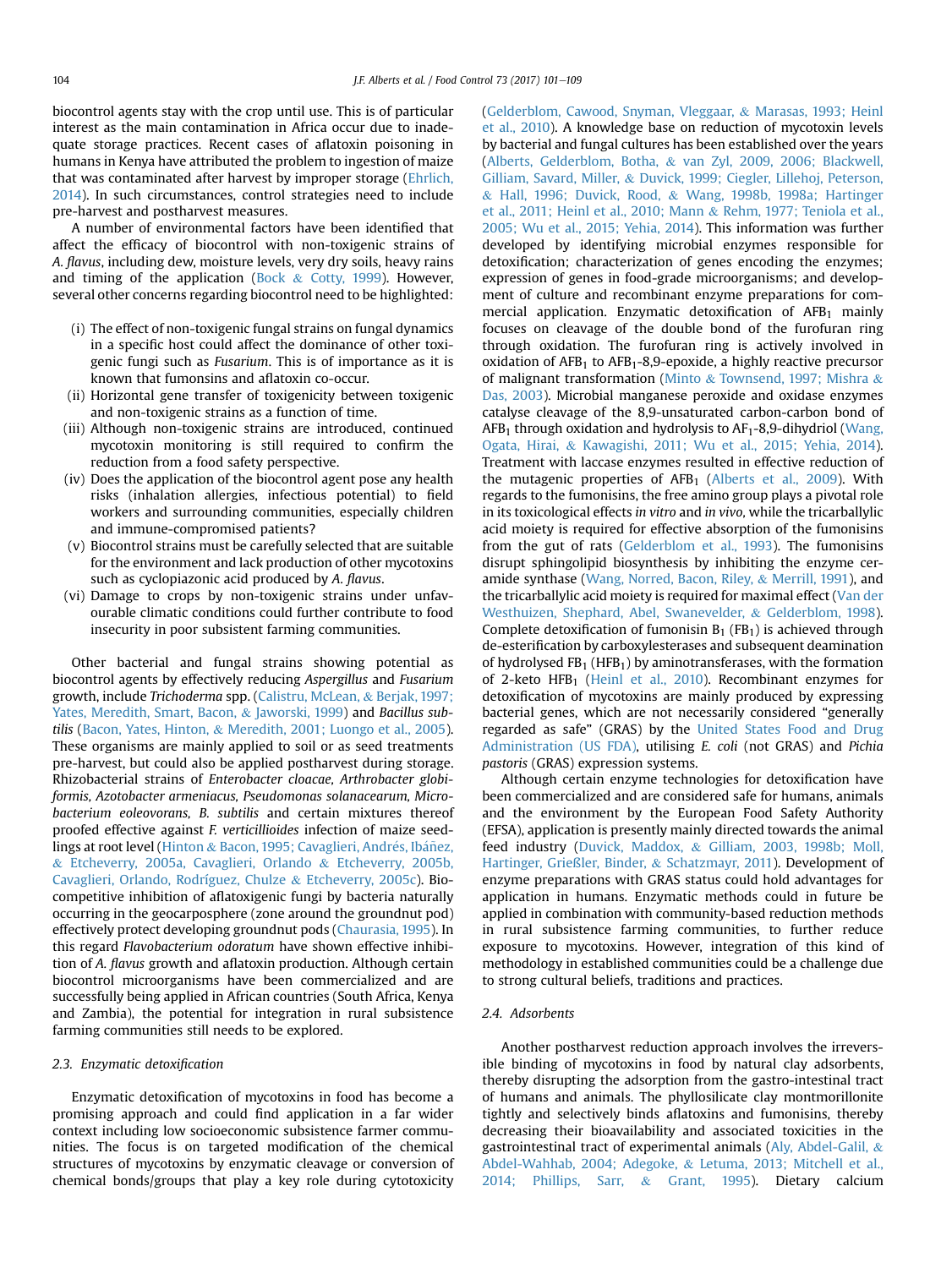biocontrol agents stay with the crop until use. This is of particular interest as the main contamination in Africa occur due to inadequate storage practices. Recent cases of aflatoxin poisoning in humans in Kenya have attributed the problem to ingestion of maize that was contaminated after harvest by improper storage (Ehrlich, 2014). In such circumstances, control strategies need to include pre-harvest and postharvest measures.

A number of environmental factors have been identified that affect the efficacy of biocontrol with non-toxigenic strains of *A. flavus*, including dew, moisture levels, very dry soils, heavy rains and timing of the application (Bock & Cotty, 1999). However, several other concerns regarding biocontrol need to be highlighted:

(i) The effect of non-toxigenic fungal strains on fungal dynamics in a specific host could affect the dominance of other toxigenic fungi such as *Fusarium*. This is of importance as it is known that fumonsins and aflatoxin co-occur.
(ii) Horizontal gene transfer of toxigenicity between toxigenic and non-toxigenic strains as a function of time.
(iii) Although non-toxigenic strains are introduced, continued mycotoxin monitoring is still required to confirm the reduction from a food safety perspective.
(iv) Does the application of the biocontrol agent pose any health risks (inhalation allergies, infectious potential) to field workers and surrounding communities, especially children and immune-compromised patients?
(v) Biocontrol strains must be carefully selected that are suitable for the environment and lack production of other mycotoxins such as cyclopiazonic acid produced by *A. flavus*.
(vi) Damage to crops by non-toxigenic strains under unfavourable climatic conditions could further contribute to food insecurity in poor subsistent farming communities.

Other bacterial and fungal strains showing potential as biocontrol agents by effectively reducing *Aspergillus* and *Fusarium* growth, include *Trichoderma* spp. (Calistru, McLean, & Berjak, 1997; Yates, Meredith, Smart, Bacon, & Jaworski, 1999) and *Bacillus subtilis* (Bacon, Yates, Hinton, & Meredith, 2001; Luongo et al., 2005). These organisms are mainly applied to soil or as seed treatments pre-harvest, but could also be applied postharvest during storage. Rhizobacterial strains of *Enterobacter cloacae, Arthrobacter globiformis, Azotobacter armeniacus, Pseudomonas solanacearum, Microbacterium eoleovorans, B. subtilis* and certain mixtures thereof proofed effective against *F. verticillioides* infection of maize seedlings at root level (Hinton & Bacon, 1995; Cavaglieri, Andrés, Ibáñez, & Etcheverry, 2005a, Cavaglieri, Orlando & Etcheverry, 2005b, Cavaglieri, Orlando, Rodríguez, Chulze & Etcheverry, 2005c). Biocompetitive inhibition of aflatoxigenic fungi by bacteria naturally occurring in the geocarposphere (zone around the groundnut pod) effectively protect developing groundnut pods (Chaurasia, 1995). In this regard *Flavobacterium odoratum* have shown effective inhibition of *A. flavus* growth and aflatoxin production. Although certain biocontrol microorganisms have been commercialized and are successfully being applied in African countries (South Africa, Kenya and Zambia), the potential for integration in rural subsistence farming communities still needs to be explored.

### 2.3. Enzymatic detoxification

Enzymatic detoxification of mycotoxins in food has become a promising approach and could find application in a far wider context including low socioeconomic subsistence farmer communities. The focus is on targeted modification of the chemical structures of mycotoxins by enzymatic cleavage or conversion of chemical bonds/groups that play a key role during cytotoxicity (Gelderblom, Cawood, Snyman, Vleggaar, & Marasas, 1993; Heinl et al., 2010). A knowledge base on reduction of mycotoxin levels by bacterial and fungal cultures has been established over the years (Alberts, Gelderblom, Botha, & van Zyl, 2009, 2006; Blackwell, Gilliam, Savard, Miller, & Duvick, 1999; Ciegler, Lillehoj, Peterson, & Hall, 1996; Duvick, Rood, & Wang, 1998b, 1998a; Hartinger et al., 2011; Heinl et al., 2010; Mann & Rehm, 1977; Teniola et al., 2005; Wu et al., 2015; Yehia, 2014). This information was further developed by identifying microbial enzymes responsible for detoxification; characterization of genes encoding the enzymes; expression of genes in food-grade microorganisms; and development of culture and recombinant enzyme preparations for commercial application. Enzymatic detoxification of $AFB_1$ mainly focuses on cleavage of the double bond of the furofuran ring through oxidation. The furofuran ring is actively involved in oxidation of $AFB_1$ to $AFB_1$-8,9-epoxide, a highly reactive precursor of malignant transformation (Minto & Townsend, 1997; Mishra & Das, 2003). Microbial manganese peroxide and oxidase enzymes catalyse cleavage of the 8,9-unsaturated carbon-carbon bond of $AFB_1$ through oxidation and hydrolysis to $AF_1$-8,9-dihydriol (Wang, Ogata, Hirai, & Kawagishi, 2011; Wu et al., 2015; Yehia, 2014). Treatment with laccase enzymes resulted in effective reduction of the mutagenic properties of $AFB_1$ (Alberts et al., 2009). With regards to the fumonisins, the free amino group plays a pivotal role in its toxicological effects *in vitro* and *in vivo*, while the tricarballylic acid moiety is required for effective absorption of the fumonisins from the gut of rats (Gelderblom et al., 1993). The fumonisins disrupt sphingolipid biosynthesis by inhibiting the enzyme ceramide synthase (Wang, Norred, Bacon, Riley, & Merrill, 1991), and the tricarballylic acid moiety is required for maximal effect (Van der Westhuizen, Shephard, Abel, Swanevelder, & Gelderblom, 1998). Complete detoxification of fumonisin $B_1$ ($FB_1$) is achieved through de-esterification by carboxylesterases and subsequent deamination of hydrolysed $FB_1$ ($HFB_1$) by aminotransferases, with the formation of 2-keto $HFB_1$ (Heinl et al., 2010). Recombinant enzymes for detoxification of mycotoxins are mainly produced by expressing bacterial genes, which are not necessarily considered "generally regarded as safe" (GRAS) by the United States Food and Drug Administration (US FDA), utilising *E. coli* (not GRAS) and *Pichia pastoris* (GRAS) expression systems.

Although certain enzyme technologies for detoxification have been commercialized and are considered safe for humans, animals and the environment by the European Food Safety Authority (EFSA), application is presently mainly directed towards the animal feed industry (Duvick, Maddox, & Gilliam, 2003, 1998b; Moll, Hartinger, Grießler, Binder, & Schatzmayr, 2011). Development of enzyme preparations with GRAS status could hold advantages for application in humans. Enzymatic methods could in future be applied in combination with community-based reduction methods in rural subsistence farming communities, to further reduce exposure to mycotoxins. However, integration of this kind of methodology in established communities could be a challenge due to strong cultural beliefs, traditions and practices.

### 2.4. Adsorbents

Another postharvest reduction approach involves the irreversible binding of mycotoxins in food by natural clay adsorbents, thereby disrupting the adsorption from the gastro-intestinal tract of humans and animals. The phyllosilicate clay montmorillonite tightly and selectively binds aflatoxins and fumonisins, thereby decreasing their bioavailability and associated toxicities in the gastrointestinal tract of experimental animals (Aly, Abdel-Galil, & Abdel-Wahhab, 2004; Adegoke, & Letuma, 2013; Mitchell et al., 2014; Phillips, Sarr, & Grant, 1995). Dietary calcium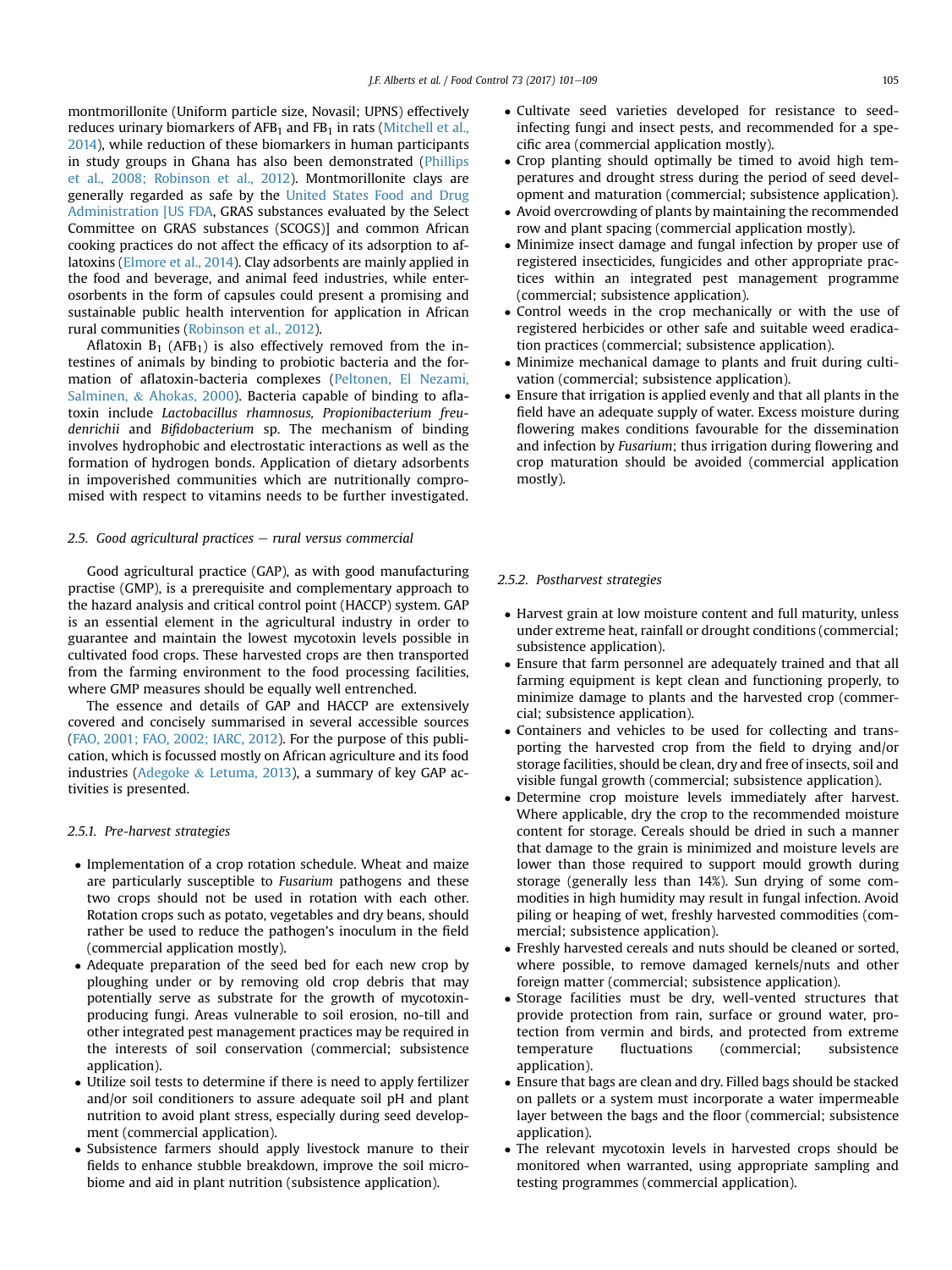montmorillonite (Uniform particle size, Novasil; UPNS) effectively reduces urinary biomarkers of $AFB_1$ and $FB_1$ in rats (Mitchell et al., 2014), while reduction of these biomarkers in human participants in study groups in Ghana has also been demonstrated (Phillips et al., 2008; Robinson et al., 2012). Montmorillonite clays are generally regarded as safe by the United States Food and Drug Administration [US FDA, GRAS substances evaluated by the Select Committee on GRAS substances (SCOGS)] and common African cooking practices do not affect the efficacy of its adsorption to aflatoxins (Elmore et al., 2014). Clay adsorbents are mainly applied in the food and beverage, and animal feed industries, while enterosorbents in the form of capsules could present a promising and sustainable public health intervention for application in African rural communities (Robinson et al., 2012).

Aflatoxin $B_1$ ($AFB_1$) is also effectively removed from the intestines of animals by binding to probiotic bacteria and the formation of aflatoxin-bacteria complexes (Peltonen, El Nezami, Salminen, & Ahokas, 2000). Bacteria capable of binding to aflatoxin include *Lactobacillus rhamnosus, Propionibacterium freudenrichii* and *Bifidobacterium* sp. The mechanism of binding involves hydrophobic and electrostatic interactions as well as the formation of hydrogen bonds. Application of dietary adsorbents in impoverished communities which are nutritionally compromised with respect to vitamins needs to be further investigated.

### 2.5. Good agricultural practices − rural versus commercial

Good agricultural practice (GAP), as with good manufacturing practise (GMP), is a prerequisite and complementary approach to the hazard analysis and critical control point (HACCP) system. GAP is an essential element in the agricultural industry in order to guarantee and maintain the lowest mycotoxin levels possible in cultivated food crops. These harvested crops are then transported from the farming environment to the food processing facilities, where GMP measures should be equally well entrenched.

The essence and details of GAP and HACCP are extensively covered and concisely summarised in several accessible sources (FAO, 2001; FAO, 2002; IARC, 2012). For the purpose of this publication, which is focussed mostly on African agriculture and its food industries (Adegoke & Letuma, 2013), a summary of key GAP activities is presented.

#### 2.5.1. Pre-harvest strategies

- Implementation of a crop rotation schedule. Wheat and maize are particularly susceptible to *Fusarium* pathogens and these two crops should not be used in rotation with each other. Rotation crops such as potato, vegetables and dry beans, should rather be used to reduce the pathogen's inoculum in the field (commercial application mostly).
- Adequate preparation of the seed bed for each new crop by ploughing under or by removing old crop debris that may potentially serve as substrate for the growth of mycotoxin-producing fungi. Areas vulnerable to soil erosion, no-till and other integrated pest management practices may be required in the interests of soil conservation (commercial; subsistence application).
- Utilize soil tests to determine if there is need to apply fertilizer and/or soil conditioners to assure adequate soil pH and plant nutrition to avoid plant stress, especially during seed development (commercial application).
- Subsistence farmers should apply livestock manure to their fields to enhance stubble breakdown, improve the soil microbiome and aid in plant nutrition (subsistence application).
- Cultivate seed varieties developed for resistance to seed-infecting fungi and insect pests, and recommended for a specific area (commercial application mostly).
- Crop planting should optimally be timed to avoid high temperatures and drought stress during the period of seed development and maturation (commercial; subsistence application).
- Avoid overcrowding of plants by maintaining the recommended row and plant spacing (commercial application mostly).
- Minimize insect damage and fungal infection by proper use of registered insecticides, fungicides and other appropriate practices within an integrated pest management programme (commercial; subsistence application).
- Control weeds in the crop mechanically or with the use of registered herbicides or other safe and suitable weed eradication practices (commercial; subsistence application).
- Minimize mechanical damage to plants and fruit during cultivation (commercial; subsistence application).
- Ensure that irrigation is applied evenly and that all plants in the field have an adequate supply of water. Excess moisture during flowering makes conditions favourable for the dissemination and infection by *Fusarium*; thus irrigation during flowering and crop maturation should be avoided (commercial application mostly).

#### 2.5.2. Postharvest strategies

- Harvest grain at low moisture content and full maturity, unless under extreme heat, rainfall or drought conditions (commercial; subsistence application).
- Ensure that farm personnel are adequately trained and that all farming equipment is kept clean and functioning properly, to minimize damage to plants and the harvested crop (commercial; subsistence application).
- Containers and vehicles to be used for collecting and transporting the harvested crop from the field to drying and/or storage facilities, should be clean, dry and free of insects, soil and visible fungal growth (commercial; subsistence application).
- Determine crop moisture levels immediately after harvest. Where applicable, dry the crop to the recommended moisture content for storage. Cereals should be dried in such a manner that damage to the grain is minimized and moisture levels are lower than those required to support mould growth during storage (generally less than 14%). Sun drying of some commodities in high humidity may result in fungal infection. Avoid piling or heaping of wet, freshly harvested commodities (commercial; subsistence application).
- Freshly harvested cereals and nuts should be cleaned or sorted, where possible, to remove damaged kernels/nuts and other foreign matter (commercial; subsistence application).
- Storage facilities must be dry, well-vented structures that provide protection from rain, surface or ground water, protection from vermin and birds, and protected from extreme temperature fluctuations (commercial; subsistence application).
- Ensure that bags are clean and dry. Filled bags should be stacked on pallets or a system must incorporate a water impermeable layer between the bags and the floor (commercial; subsistence application).
- The relevant mycotoxin levels in harvested crops should be monitored when warranted, using appropriate sampling and testing programmes (commercial application).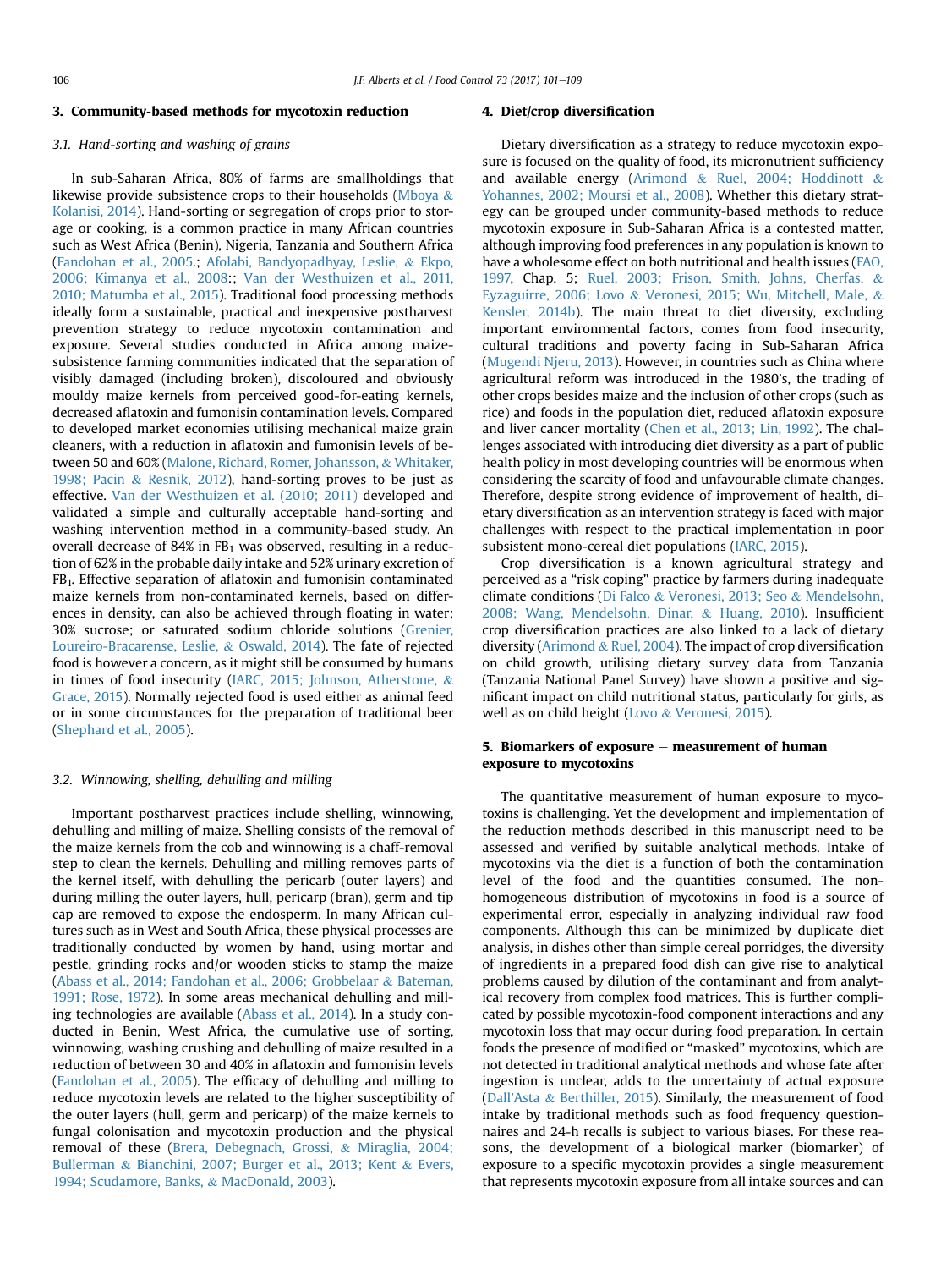## 3. Community-based methods for mycotoxin reduction

### 3.1. Hand-sorting and washing of grains

In sub-Saharan Africa, 80% of farms are smallholdings that likewise provide subsistence crops to their households (Mboya & Kolanisi, 2014). Hand-sorting or segregation of crops prior to storage or cooking, is a common practice in many African countries such as West Africa (Benin), Nigeria, Tanzania and Southern Africa (Fandohan et al., 2005.; Afolabi, Bandyopadhyay, Leslie, & Ekpo, 2006; Kimanya et al., 2008:; Van der Westhuizen et al., 2011, 2010; Matumba et al., 2015). Traditional food processing methods ideally form a sustainable, practical and inexpensive postharvest prevention strategy to reduce mycotoxin contamination and exposure. Several studies conducted in Africa among maize-subsistence farming communities indicated that the separation of visibly damaged (including broken), discoloured and obviously mouldy maize kernels from perceived good-for-eating kernels, decreased aflatoxin and fumonisin contamination levels. Compared to developed market economies utilising mechanical maize grain cleaners, with a reduction in aflatoxin and fumonisin levels of between 50 and 60% (Malone, Richard, Romer, Johansson, & Whitaker, 1998; Pacin & Resnik, 2012), hand-sorting proves to be just as effective. Van der Westhuizen et al. (2010; 2011) developed and validated a simple and culturally acceptable hand-sorting and washing intervention method in a community-based study. An overall decrease of 84% in $FB_1$ was observed, resulting in a reduction of 62% in the probable daily intake and 52% urinary excretion of $FB_1$. Effective separation of aflatoxin and fumonisin contaminated maize kernels from non-contaminated kernels, based on differences in density, can also be achieved through floating in water; 30% sucrose; or saturated sodium chloride solutions (Grenier, Loureiro-Bracarense, Leslie, & Oswald, 2014). The fate of rejected food is however a concern, as it might still be consumed by humans in times of food insecurity (IARC, 2015; Johnson, Atherstone, & Grace, 2015). Normally rejected food is used either as animal feed or in some circumstances for the preparation of traditional beer (Shephard et al., 2005).

### 3.2. Winnowing, shelling, dehulling and milling

Important postharvest practices include shelling, winnowing, dehulling and milling of maize. Shelling consists of the removal of the maize kernels from the cob and winnowing is a chaff-removal step to clean the kernels. Dehulling and milling removes parts of the kernel itself, with dehulling the pericarb (outer layers) and during milling the outer layers, hull, pericarp (bran), germ and tip cap are removed to expose the endosperm. In many African cultures such as in West and South Africa, these physical processes are traditionally conducted by women by hand, using mortar and pestle, grinding rocks and/or wooden sticks to stamp the maize (Abass et al., 2014; Fandohan et al., 2006; Grobbelaar & Bateman, 1991; Rose, 1972). In some areas mechanical dehulling and milling technologies are available (Abass et al., 2014). In a study conducted in Benin, West Africa, the cumulative use of sorting, winnowing, washing crushing and dehulling of maize resulted in a reduction of between 30 and 40% in aflatoxin and fumonisin levels (Fandohan et al., 2005). The efficacy of dehulling and milling to reduce mycotoxin levels are related to the higher susceptibility of the outer layers (hull, germ and pericarp) of the maize kernels to fungal colonisation and mycotoxin production and the physical removal of these (Brera, Debegnach, Grossi, & Miraglia, 2004; Bullerman & Bianchini, 2007; Burger et al., 2013; Kent & Evers, 1994; Scudamore, Banks, & MacDonald, 2003).

## 4. Diet/crop diversification

Dietary diversification as a strategy to reduce mycotoxin exposure is focused on the quality of food, its micronutrient sufficiency and available energy (Arimond & Ruel, 2004; Hoddinott & Yohannes, 2002; Moursi et al., 2008). Whether this dietary strategy can be grouped under community-based methods to reduce mycotoxin exposure in Sub-Saharan Africa is a contested matter, although improving food preferences in any population is known to have a wholesome effect on both nutritional and health issues (FAO, 1997, Chap. 5; Ruel, 2003; Frison, Smith, Johns, Cherfas, & Eyzaguirre, 2006; Lovo & Veronesi, 2015; Wu, Mitchell, Male, & Kensler, 2014b). The main threat to diet diversity, excluding important environmental factors, comes from food insecurity, cultural traditions and poverty facing in Sub-Saharan Africa (Mugendi Njeru, 2013). However, in countries such as China where agricultural reform was introduced in the 1980's, the trading of other crops besides maize and the inclusion of other crops (such as rice) and foods in the population diet, reduced aflatoxin exposure and liver cancer mortality (Chen et al., 2013; Lin, 1992). The challenges associated with introducing diet diversity as a part of public health policy in most developing countries will be enormous when considering the scarcity of food and unfavourable climate changes. Therefore, despite strong evidence of improvement of health, dietary diversification as an intervention strategy is faced with major challenges with respect to the practical implementation in poor subsistent mono-cereal diet populations (IARC, 2015).

Crop diversification is a known agricultural strategy and perceived as a "risk coping" practice by farmers during inadequate climate conditions (Di Falco & Veronesi, 2013; Seo & Mendelsohn, 2008; Wang, Mendelsohn, Dinar, & Huang, 2010). Insufficient crop diversification practices are also linked to a lack of dietary diversity (Arimond & Ruel, 2004). The impact of crop diversification on child growth, utilising dietary survey data from Tanzania (Tanzania National Panel Survey) have shown a positive and significant impact on child nutritional status, particularly for girls, as well as on child height (Lovo & Veronesi, 2015).

## 5. Biomarkers of exposure – measurement of human exposure to mycotoxins

The quantitative measurement of human exposure to mycotoxins is challenging. Yet the development and implementation of the reduction methods described in this manuscript need to be assessed and verified by suitable analytical methods. Intake of mycotoxins via the diet is a function of both the contamination level of the food and the quantities consumed. The non-homogeneous distribution of mycotoxins in food is a source of experimental error, especially in analyzing individual raw food components. Although this can be minimized by duplicate diet analysis, in dishes other than simple cereal porridges, the diversity of ingredients in a prepared food dish can give rise to analytical problems caused by dilution of the contaminant and from analytical recovery from complex food matrices. This is further complicated by possible mycotoxin-food component interactions and any mycotoxin loss that may occur during food preparation. In certain foods the presence of modified or "masked" mycotoxins, which are not detected in traditional analytical methods and whose fate after ingestion is unclear, adds to the uncertainty of actual exposure (Dall'Asta & Berthiller, 2015). Similarly, the measurement of food intake by traditional methods such as food frequency questionnaires and 24-h recalls is subject to various biases. For these reasons, the development of a biological marker (biomarker) of exposure to a specific mycotoxin provides a single measurement that represents mycotoxin exposure from all intake sources and can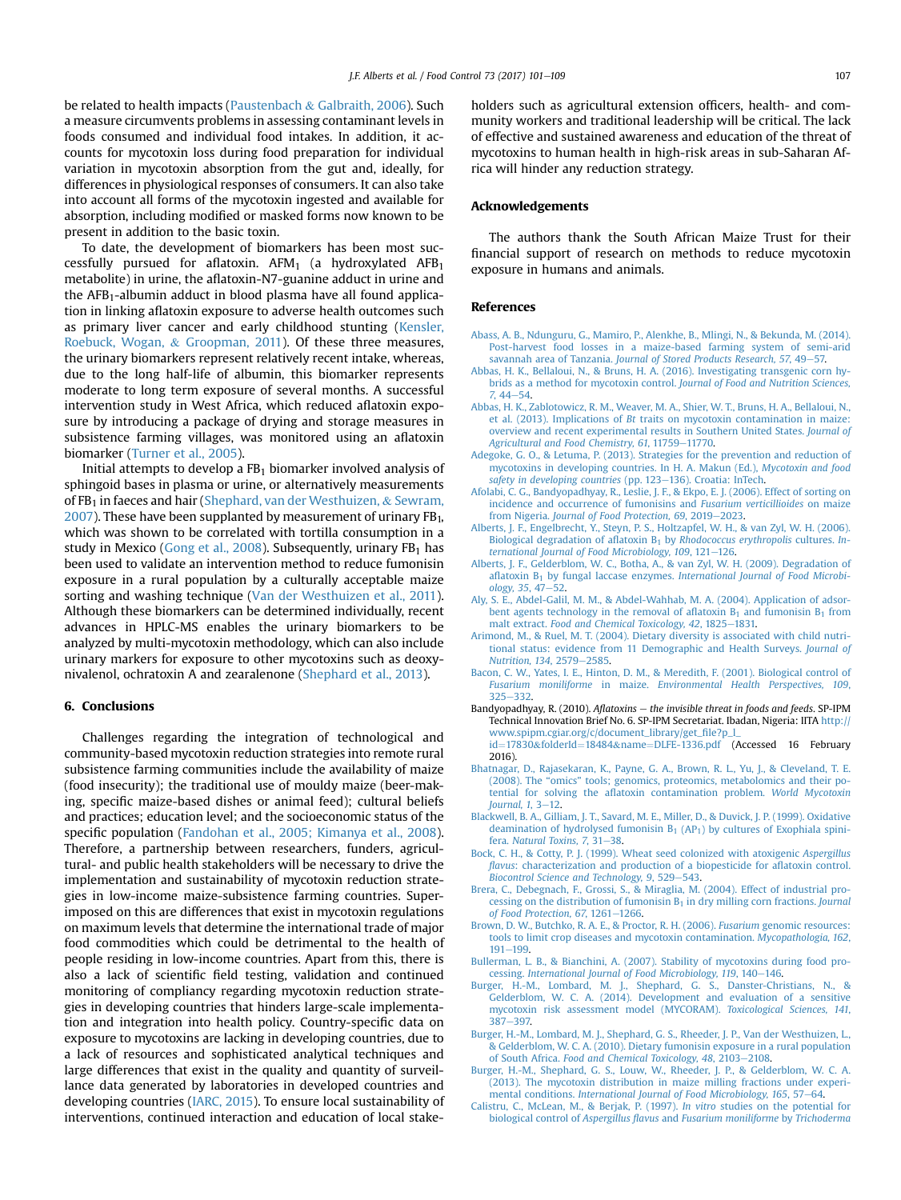be related to health impacts (Paustenbach & Galbraith, 2006). Such a measure circumvents problems in assessing contaminant levels in foods consumed and individual food intakes. In addition, it accounts for mycotoxin loss during food preparation for individual variation in mycotoxin absorption from the gut and, ideally, for differences in physiological responses of consumers. It can also take into account all forms of the mycotoxin ingested and available for absorption, including modified or masked forms now known to be present in addition to the basic toxin.

To date, the development of biomarkers has been most successfully pursued for aflatoxin. $AFM_1$ (a hydroxylated $AFB_1$ metabolite) in urine, the aflatoxin-N7-guanine adduct in urine and the $AFB_1$-albumin adduct in blood plasma have all found application in linking aflatoxin exposure to adverse health outcomes such as primary liver cancer and early childhood stunting (Kensler, Roebuck, Wogan, & Groopman, 2011). Of these three measures, the urinary biomarkers represent relatively recent intake, whereas, due to the long half-life of albumin, this biomarker represents moderate to long term exposure of several months. A successful intervention study in West Africa, which reduced aflatoxin exposure by introducing a package of drying and storage measures in subsistence farming villages, was monitored using an aflatoxin biomarker (Turner et al., 2005).

Initial attempts to develop a $FB_1$ biomarker involved analysis of sphingoid bases in plasma or urine, or alternatively measurements of $FB_1$ in faeces and hair (Shephard, van der Westhuizen, & Sewram, 2007). These have been supplanted by measurement of urinary $FB_1$, which was shown to be correlated with tortilla consumption in a study in Mexico (Gong et al., 2008). Subsequently, urinary $FB_1$ has been used to validate an intervention method to reduce fumonisin exposure in a rural population by a culturally acceptable maize sorting and washing technique (Van der Westhuizen et al., 2011). Although these biomarkers can be determined individually, recent advances in HPLC-MS enables the urinary biomarkers to be analyzed by multi-mycotoxin methodology, which can also include urinary markers for exposure to other mycotoxins such as deoxynivalenol, ochratoxin A and zearalenone (Shephard et al., 2013).

## 6. Conclusions

Challenges regarding the integration of technological and community-based mycotoxin reduction strategies into remote rural subsistence farming communities include the availability of maize (food insecurity); the traditional use of mouldy maize (beer-making, specific maize-based dishes or animal feed); cultural beliefs and practices; education level; and the socioeconomic status of the specific population (Fandohan et al., 2005; Kimanya et al., 2008). Therefore, a partnership between researchers, funders, agricultural- and public health stakeholders will be necessary to drive the implementation and sustainability of mycotoxin reduction strategies in low-income maize-subsistence farming countries. Superimposed on this are differences that exist in mycotoxin regulations on maximum levels that determine the international trade of major food commodities which could be detrimental to the health of people residing in low-income countries. Apart from this, there is also a lack of scientific field testing, validation and continued monitoring of compliancy regarding mycotoxin reduction strategies in developing countries that hinders large-scale implementation and integration into health policy. Country-specific data on exposure to mycotoxins are lacking in developing countries, due to a lack of resources and sophisticated analytical techniques and large differences that exist in the quality and quantity of surveillance data generated by laboratories in developed countries and developing countries (IARC, 2015). To ensure local sustainability of interventions, continued interaction and education of local stakeholders such as agricultural extension officers, health- and community workers and traditional leadership will be critical. The lack of effective and sustained awareness and education of the threat of mycotoxins to human health in high-risk areas in sub-Saharan Africa will hinder any reduction strategy.

## Acknowledgements

The authors thank the South African Maize Trust for their financial support of research on methods to reduce mycotoxin exposure in humans and animals.

## References

Abass, A. B., Ndunguru, G., Mamiro, P., Alenkhe, B., Mlingi, N., & Bekunda, M. (2014). Post-harvest food losses in a maize-based farming system of semi-arid savannah area of Tanzania. *Journal of Stored Products Research, 57*, 49–57.

Abbas, H. K., Bellaloui, N., & Bruns, H. A. (2016). Investigating transgenic corn hybrids as a method for mycotoxin control. *Journal of Food and Nutrition Sciences, 7*, 44–54.

Abbas, H. K., Zablotowicz, R. M., Weaver, M. A., Shier, W. T., Bruns, H. A., Bellaloui, N., et al. (2013). Implications of *Bt* traits on mycotoxin contamination in maize: overview and recent experimental results in Southern United States. *Journal of Agricultural and Food Chemistry, 61*, 11759–11770.

Adegoke, G. O., & Letuma, P. (2013). Strategies for the prevention and reduction of mycotoxins in developing countries. In H. A. Makun (Ed.), *Mycotoxin and food safety in developing countries* (pp. 123–136). Croatia: InTech.

Afolabi, C. G., Bandyopadhyay, R., Leslie, J. F., & Ekpo, E. J. (2006). Effect of sorting on incidence and occurrence of fumonisins and *Fusarium verticillioides* on maize from Nigeria. *Journal of Food Protection, 69*, 2019–2023.

Alberts, J. F., Engelbrecht, Y., Steyn, P. S., Holtzapfel, W. H., & van Zyl, W. H. (2006). Biological degradation of aflatoxin $B_1$ by *Rhodococcus erythropolis* cultures. *International Journal of Food Microbiology, 109*, 121–126.

Alberts, J. F., Gelderblom, W. C., Botha, A., & van Zyl, W. H. (2009). Degradation of aflatoxin $B_1$ by fungal laccase enzymes. *International Journal of Food Microbiology, 35*, 47–52.

Aly, S. E., Abdel-Galil, M. M., & Abdel-Wahhab, M. A. (2004). Application of adsorbent agents technology in the removal of aflatoxin $B_1$ and fumonisin $B_1$ from malt extract. *Food and Chemical Toxicology, 42*, 1825–1831.

Arimond, M., & Ruel, M. T. (2004). Dietary diversity is associated with child nutritional status: evidence from 11 Demographic and Health Surveys. *Journal of Nutrition, 134*, 2579–2585.

Bacon, C. W., Yates, I. E., Hinton, D. M., & Meredith, F. (2001). Biological control of *Fusarium moniliforme* in maize. *Environmental Health Perspectives, 109*, 325–332.

Bandyopadhyay, R. (2010). *Aflatoxins – the invisible threat in foods and feeds*. SP-IPM Technical Innovation Brief No. 6. SP-IPM Secretariat. Ibadan, Nigeria: IITA http://www.spipm.cgiar.org/c/document_library/get_file?p_l_id=17830&folderId=18484&name=DLFE-1336.pdf (Accessed 16 February 2016).

Bhatnagar, D., Rajasekaran, K., Payne, G. A., Brown, R. L., Yu, J., & Cleveland, T. E. (2008). The "omics" tools; genomics, proteomics, metabolomics and their potential for solving the aflatoxin contamination problem. *World Mycotoxin Journal, 1*, 3–12.

Blackwell, B. A., Gilliam, J. T., Savard, M. E., Miller, D., & Duvick, J. P. (1999). Oxidative deamination of hydrolysed fumonisin $B_1$ ($AP_1$) by cultures of Exophiala spinifera. *Natural Toxins, 7*, 31–38.

Bock, C. H., & Cotty, P. J. (1999). Wheat seed colonized with atoxigenic *Aspergillus flavus*: characterization and production of a biopesticide for aflatoxin control. *Biocontrol Science and Technology, 9*, 529–543.

Brera, C., Debegnach, F., Grossi, S., & Miraglia, M. (2004). Effect of industrial processing on the distribution of fumonisin $B_1$ in dry milling corn fractions. *Journal of Food Protection, 67*, 1261–1266.

Brown, D. W., Butchko, R. A. E., & Proctor, R. H. (2006). *Fusarium* genomic resources: tools to limit crop diseases and mycotoxin contamination. *Mycopathologia, 162*, 191–199.

Bullerman, L. B., & Bianchini, A. (2007). Stability of mycotoxins during food processing. *International Journal of Food Microbiology, 119*, 140–146.

Burger, H.-M., Lombard, M. J., Shephard, G. S., Danster-Christians, N., & Gelderblom, W. C. A. (2014). Development and evaluation of a sensitive mycotoxin risk assessment model (MYCORAM). *Toxicological Sciences, 141*, 387–397.

Burger, H.-M., Lombard, M. J., Shephard, G. S., Rheeder, J. P., Van der Westhuizen, L., & Gelderblom, W. C. A. (2010). Dietary fumonisin exposure in a rural population of South Africa. *Food and Chemical Toxicology, 48*, 2103–2108.

Burger, H.-M., Shephard, G. S., Louw, W., Rheeder, J. P., & Gelderblom, W. C. A. (2013). The mycotoxin distribution in maize milling fractions under experimental conditions. *International Journal of Food Microbiology, 165*, 57–64.

Calistru, C., McLean, M., & Berjak, P. (1997). *In vitro* studies on the potential for biological control of *Aspergillus flavus* and *Fusarium moniliforme* by *Trichoderma*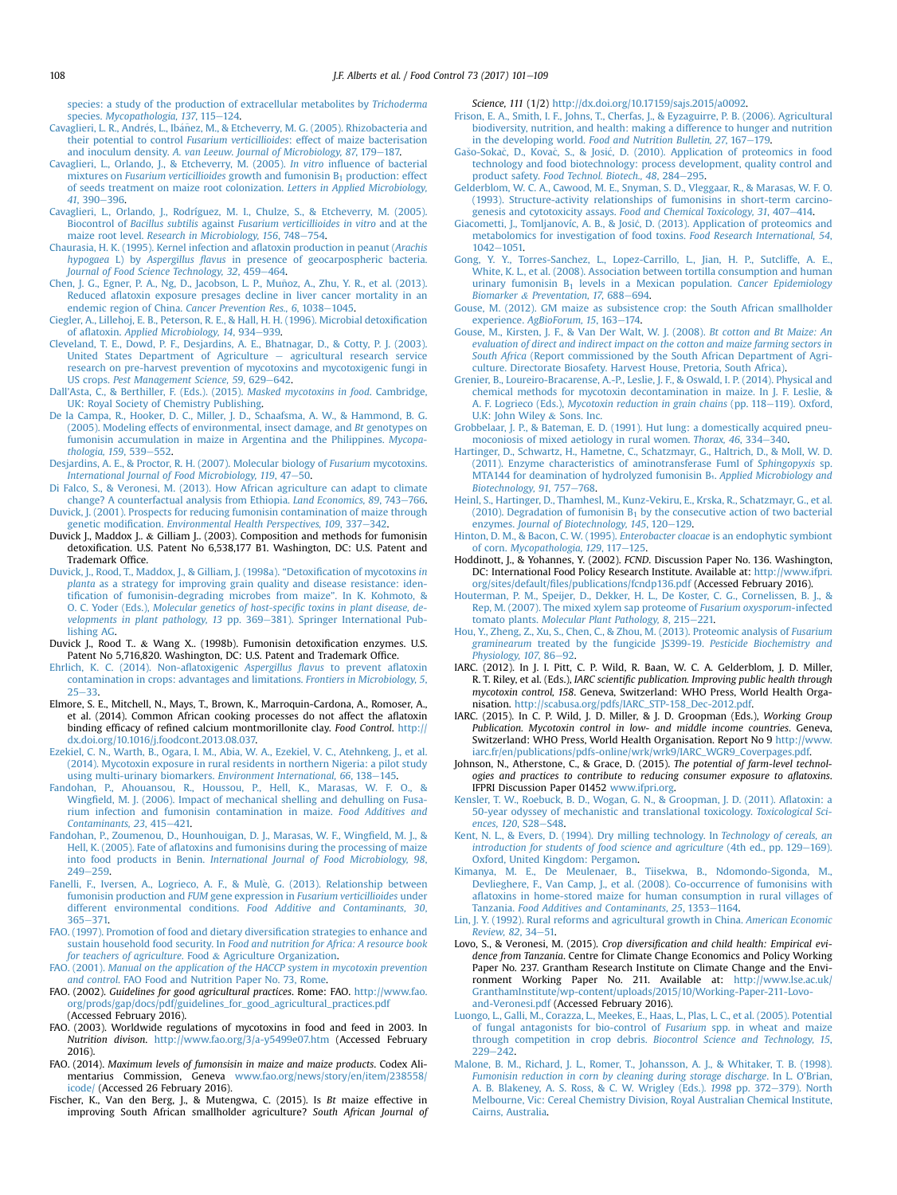species: a study of the production of extracellular metabolites by *Trichoderma* species. *Mycopathologia, 137*, 115–124.

Cavaglieri, L. R., Andrés, L., Ibáñez, M., & Etcheverry, M. G. (2005). Rhizobacteria and their potential to control *Fusarium verticillioides*: effect of maize bacterisation and inoculum density. *A. van Leeuw. Journal of Microbiology, 87*, 179–187.

Cavaglieri, L., Orlando, J., & Etcheverry, M. (2005). *In vitro* influence of bacterial mixtures on *Fusarium verticillioides* growth and fumonisin $B_1$ production: effect of seeds treatment on maize root colonization. *Letters in Applied Microbiology, 41*, 390–396.

Cavaglieri, L., Orlando, J., Rodríguez, M. I., Chulze, S., & Etcheverry, M. (2005). Biocontrol of *Bacillus subtilis* against *Fusarium verticillioides in vitro* and at the maize root level. *Research in Microbiology, 156*, 748–754.

Chaurasia, H. K. (1995). Kernel infection and aflatoxin production in peanut (*Arachis hypogaea* L) by *Aspergillus flavus* in presence of geocarpospheric bacteria. *Journal of Food Science Technology, 32*, 459–464.

Chen, J. G., Egner, P. A., Ng, D., Jacobson, L. P., Muñoz, A., Zhu, Y. R., et al. (2013). Reduced aflatoxin exposure presages decline in liver cancer mortality in an endemic region of China. *Cancer Prevention Res., 6*, 1038–1045.

Ciegler, A., Lillehoj, E. B., Peterson, R. E., & Hall, H. H. (1996). Microbial detoxification of aflatoxin. *Applied Microbiology, 14*, 934–939.

Cleveland, T. E., Dowd, P. F., Desjardins, A. E., Bhatnagar, D., & Cotty, P. J. (2003). United States Department of Agriculture – agricultural research service research on pre-harvest prevention of mycotoxins and mycotoxigenic fungi in US crops. *Pest Management Science, 59*, 629–642.

Dall'Asta, C., & Berthiller, F. (Eds.). (2015). *Masked mycotoxins in food*. Cambridge, UK: Royal Society of Chemistry Publishing.

De la Campa, R., Hooker, D. C., Miller, J. D., Schaafsma, A. W., & Hammond, B. G. (2005). Modeling effects of environmental, insect damage, and *Bt* genotypes on fumonisin accumulation in maize in Argentina and the Philippines. *Mycopathologia, 159*, 539–552.

Desjardins, A. E., & Proctor, R. H. (2007). Molecular biology of *Fusarium* mycotoxins. *International Journal of Food Microbiology, 119*, 47–50.

Di Falco, S., & Veronesi, M. (2013). How African agriculture can adapt to climate change? A counterfactual analysis from Ethiopia. *Land Economics, 89*, 743–766.

Duvick, J. (2001). Prospects for reducing fumonisin contamination of maize through genetic modification. *Environmental Health Perspectives, 109*, 337–342.

Duvick J., Maddox J.. & Gilliam J.. (2003). Composition and methods for fumonisin detoxification. U.S. Patent No 6,538,177 B1. Washington, DC: U.S. Patent and Trademark Office.

Duvick, J., Rood, T., Maddox, J., & Gilliam, J. (1998a). "Detoxification of mycotoxins *in planta* as a strategy for improving grain quality and disease resistance: identification of fumonisin-degrading microbes from maize". In K. Kohmoto, & O. C. Yoder (Eds.), *Molecular genetics of host-specific toxins in plant disease, developments in plant pathology, 13* pp. 369–381). Springer International Publishing AG.

Duvick J., Rood T.. & Wang X.. (1998b). Fumonisin detoxification enzymes. U.S. Patent No 5,716,820. Washington, DC: U.S. Patent and Trademark Office.

Ehrlich, K. C. (2014). Non-aflatoxigenic *Aspergillus flavus* to prevent aflatoxin contamination in crops: advantages and limitations. *Frontiers in Microbiology, 5*, 25–33.

Elmore, S. E., Mitchell, N., Mays, T., Brown, K., Marroquin-Cardona, A., Romoser, A., et al. (2014). Common African cooking processes do not affect the aflatoxin binding efficacy of refined calcium montmorillonite clay. *Food Control*. http://dx.doi.org/10.1016/j.foodcont.2013.08.037.

Ezekiel, C. N., Warth, B., Ogara, I. M., Abia, W. A., Ezekiel, V. C., Atehnkeng, J., et al. (2014). Mycotoxin exposure in rural residents in northern Nigeria: a pilot study using multi-urinary biomarkers. *Environment International, 66*, 138–145.

Fandohan, P., Ahouansou, R., Houssou, P., Hell, K., Marasas, W. F. O., & Wingfield, M. J. (2006). Impact of mechanical shelling and dehulling on Fusarium infection and fumonisin contamination in maize. *Food Additives and Contaminants, 23*, 415–421.

Fandohan, P., Zoumenou, D., Hounhouigan, D. J., Marasas, W. F., Wingfield, M. J., & Hell, K. (2005). Fate of aflatoxins and fumonisins during the processing of maize into food products in Benin. *International Journal of Food Microbiology, 98*, 249–259.

Fanelli, F., Iversen, A., Logrieco, A. F., & Mulè, G. (2013). Relationship between fumonisin production and *FUM* gene expression in *Fusarium verticillioides* under different environmental conditions. *Food Additive and Contaminants, 30*, 365–371.

FAO. (1997). Promotion of food and dietary diversification strategies to enhance and sustain household food security. In *Food and nutrition for Africa: A resource book for teachers of agriculture*. Food & Agriculture Organization.

FAO. (2001). *Manual on the application of the HACCP system in mycotoxin prevention and control*. FAO Food and Nutrition Paper No. 73, Rome.

FAO. (2002). *Guidelines for good agricultural practices*. Rome: FAO. http://www.fao.org/prods/gap/docs/pdf/guidelines_for_good_agricultural_practices.pdf (Accessed February 2016).

FAO. (2003). Worldwide regulations of mycotoxins in food and feed in 2003. In *Nutrition divison*. http://www.fao.org/3/a-y5499e07.htm (Accessed February 2016).

FAO. (2014). *Maximum levels of fumonsisin in maize and maize products*. Codex Alimentarius Commission, Geneva www.fao.org/news/story/en/item/238558/icode/ (Accessed 26 February 2016).

Fischer, K., Van den Berg, J., & Mutengwa, C. (2015). Is *Bt* maize effective in improving South African smallholder agriculture? *South African Journal of Science, 111* (1/2) http://dx.doi.org/10.17159/sajs.2015/a0092.

Frison, E. A., Smith, I. F., Johns, T., Cherfas, J., & Eyzaguirre, P. B. (2006). Agricultural biodiversity, nutrition, and health: making a difference to hunger and nutrition in the developing world. *Food and Nutrition Bulletin, 27*, 167–179.

Gašo-Sokač, D., Kovač, S., & Josić, D. (2010). Application of proteomics in food technology and food biotechnology: process development, quality control and product safety. *Food Technol. Biotech., 48*, 284–295.

Gelderblom, W. C. A., Cawood, M. E., Snyman, S. D., Vleggaar, R., & Marasas, W. F. O. (1993). Structure-activity relationships of fumonisins in short-term carcinogenesis and cytotoxicity assays. *Food and Chemical Toxicology, 31*, 407–414.

Giacometti, J., Tomljanović, A. B., & Josić, D. (2013). Application of proteomics and metabolomics for investigation of food toxins. *Food Research International, 54*, 1042–1051.

Gong, Y. Y., Torres-Sanchez, L., Lopez-Carrillo, L., Jian, H. P., Sutcliffe, A. E., White, K. L., et al. (2008). Association between tortilla consumption and human urinary fumonisin $B_1$ levels in a Mexican population. *Cancer Epidemiology Biomarker & Preventation, 17*, 688–694.

Gouse, M. (2012). GM maize as subsistence crop: the South African smallholder experience. *AgBioForum, 15*, 163–174.

Gouse, M., Kirsten, J. F., & Van Der Walt, W. J. (2008). *Bt cotton and Bt Maize: An evaluation of direct and indirect impact on the cotton and maize farming sectors in South Africa* (Report commissioned by the South African Department of Agriculture. Directorate Biosafety. Harvest House, Pretoria, South Africa).

Grenier, B., Loureiro-Bracarense, A.-P., Leslie, J. F., & Oswald, I. P. (2014). Physical and chemical methods for mycotoxin decontamination in maize. In J. F. Leslie, & A. F. Logrieco (Eds.), *Mycotoxin reduction in grain chains* (pp. 118–119). Oxford, U.K: John Wiley & Sons. Inc.

Grobbelaar, J. P., & Bateman, E. D. (1991). Hut lung: a domestically acquired pneumoconiosis of mixed aetiology in rural women. *Thorax, 46*, 334–340.

Hartinger, D., Schwartz, H., Hametne, C., Schatzmayr, G., Haltrich, D., & Moll, W. D. (2011). Enzyme characteristics of aminotransferase FumI of *Sphingopyxis* sp. MTA144 for deamination of hydrolyzed fumonisin $B_1$. *Applied Microbiology and Biotechnology, 91*, 757–768.

Heinl, S., Hartinger, D., Thamhesl, M., Kunz-Vekiru, E., Krska, R., Schatzmayr, G., et al. (2010). Degradation of fumonisin $B_1$ by the consecutive action of two bacterial enzymes. *Journal of Biotechnology, 145*, 120–129.

Hinton, D. M., & Bacon, C. W. (1995). *Enterobacter cloacae* is an endophytic symbiont of corn. *Mycopathologia, 129*, 117–125.

Hoddinott, J., & Yohannes, Y. (2002). *FCND*. Discussion Paper No. 136. Washington, DC: International Food Policy Research Institute. Available at: http://www.ifpri.org/sites/default/files/publications/fcndp136.pdf (Accessed February 2016).

Houterman, P. M., Speijer, D., Dekker, H. L., De Koster, C. G., Cornelissen, B. J., & Rep, M. (2007). The mixed xylem sap proteome of *Fusarium oxysporum*-infected tomato plants. *Molecular Plant Pathology, 8*, 215–221.

Hou, Y., Zheng, Z., Xu, S., Chen, C., & Zhou, M. (2013). Proteomic analysis of *Fusarium graminearum* treated by the fungicide JS399-19. *Pesticide Biochemistry and Physiology, 107*, 86–92.

IARC. (2012). In J. I. Pitt, C. P. Wild, R. Baan, W. C. A. Gelderblom, J. D. Miller, R. T. Riley, et al. (Eds.), *IARC scientific publication. Improving public health through mycotoxin control, 158*. Geneva, Switzerland: WHO Press, World Health Organisation. http://scabusa.org/pdfs/IARC_STP-158_Dec-2012.pdf.

IARC. (2015). In C. P. Wild, J. D. Miller, & J. D. Groopman (Eds.), *Working Group Publication. Mycotoxin control in low- and middle income countries*. Geneva, Switzerland: WHO Press, World Health Organisation. Report No 9 http://www.iarc.fr/en/publications/pdfs-online/wrk/wrk9/IARC_WGR9_Coverpages.pdf.

Johnson, N., Atherstone, C., & Grace, D. (2015). *The potential of farm-level technologies and practices to contribute to reducing consumer exposure to aflatoxins*. IFPRI Discussion Paper 01452 www.ifpri.org.

Kensler, T. W., Roebuck, B. D., Wogan, G. N., & Groopman, J. D. (2011). Aflatoxin: a 50-year odyssey of mechanistic and translational toxicology. *Toxicological Sciences, 120*, S28–S48.

Kent, N. L., & Evers, D. (1994). Dry milling technology. In *Technology of cereals, an introduction for students of food science and agriculture* (4th ed., pp. 129–169). Oxford, United Kingdom: Pergamon.

Kimanya, M. E., De Meulenaer, B., Tiisekwa, B., Ndomondo-Sigonda, M., Devlieghere, F., Van Camp, J., et al. (2008). Co-occurrence of fumonisins with aflatoxins in home-stored maize for human consumption in rural villages of Tanzania. *Food Additives and Contaminants, 25*, 1353–1164.

Lin, J. Y. (1992). Rural reforms and agricultural growth in China. *American Economic Review, 82*, 34–51.

Lovo, S., & Veronesi, M. (2015). *Crop diversification and child health: Empirical evidence from Tanzania*. Centre for Climate Change Economics and Policy Working Paper No. 237. Grantham Research Institute on Climate Change and the Environment Working Paper No. 211. Available at: http://www.lse.ac.uk/GranthamInstitute/wp-content/uploads/2015/10/Working-Paper-211-Lovo-and-Veronesi.pdf (Accessed February 2016).

Luongo, L., Galli, M., Corazza, L., Meekes, E., Haas, L., Plas, L. C., et al. (2005). Potential of fungal antagonists for bio-control of *Fusarium* spp. in wheat and maize through competition in crop debris. *Biocontrol Science and Technology, 15*, 229–242.

Malone, B. M., Richard, J. L., Romer, T., Johansson, A. J., & Whitaker, T. B. (1998). *Fumonisin reduction in corn by cleaning during storage discharge*. In L. O'Brian, A. B. Blakeney, A. S. Ross, & C. W. Wrigley (Eds.). *1998* pp. 372–379). North Melbourne, Vic: Cereal Chemistry Division, Royal Australian Chemical Institute, Cairns, Australia.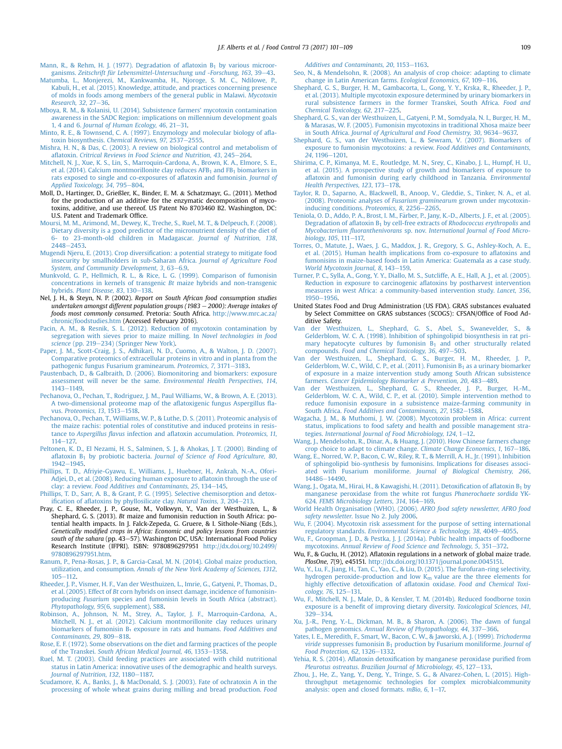Mann, R., & Rehm, H. J. (1977). Degradation of aflatoxin $B_1$ by various microorganisms. *Zeitschrift für Lebensmittel-Untersuchung und -Forschung, 163*, 39–43.

Matumba, L., Monjerezi, M., Kankwamba, H., Njoroge, S. M. C., Ndilowe, P., Kabuli, H., et al. (2015). Knowledge, attitude, and practices concerning presence of molds in foods among members of the general public in Malawi. *Mycotoxin Research, 32*, 27–36.

Mboya, R. M., & Kolanisi, U. (2014). Subsistence farmers' mycotoxin contamination awareness in the SADC Region: implications on millennium development goals 1, 4 and 6. *Journal of Human Ecology, 46*, 21–31.

Minto, R. E., & Townsend, C. A. (1997). Enzymology and molecular biology of aflatoxin biosynthesis. *Chemical Reviews, 97*, 2537–2555.

Mishra, H. N., & Das, C. (2003). A review on biological control and metabolism of aflatoxin. *Critrical Reviews in Food Science and Nutrition, 43*, 245–264.

Mitchell, N. J., Xue, K. S., Lin, S., Marroquin-Cardona, A., Brown, K. A., Elmore, S. E., et al. (2014). Calcium montmorillonite clay reduces $AFB_1$ and $FB_1$ biomarkers in rats exposed to single and co-exposures of aflatoxin and fumonisin. *Journal of Applied Toxicology, 34*, 795–804.

Moll, D., Hartinger, D., Grießler, K., Binder, E. M. & Schatzmayr, G.. (2011). Method for the production of an additive for the enzymatic decomposition of mycotoxins, additive, and use thereof. US Patent No 8703460 B2. Washington, DC: U.S. Patent and Trademark Office.

Moursi, M. M., Arimond, M., Dewey, K., Treche, S., Ruel, M. T., & Delpeuch, F. (2008). Dietary diversity is a good predictor of the micronutrient density of the diet of 6- to 23-month-old children in Madagascar. *Journal of Nutrition, 138*, 2448–2453.

Mugendi Njeru, E. (2013). Crop diversification: a potential strategy to mitigate food insecurity by smallholders in sub-Saharan Africa. *Journal of Agriculture Food System, and Community Development, 3*, 63–6.9.

Munkvold, G. P., Hellmich, R. L., & Rice, L. G. (1999). Comparison of fumonisin concentrations in kernels of transgenic *Bt* maize hybrids and non-transgenic hybrids. *Plant Disease, 83*, 130–138.

Nel, J. H., & Steyn, N. P. (2002). *Report on South African food consumption studies undertaken amongst different population groups (1983 – 2000): Average intakes of foods most commonly consumed*. Pretoria: South Africa. http://www.mrc.ac.za/chronic/foodstudies.htm (Accessed February 2016).

Pacin, A. M., & Resnik, S. L. (2012). Reduction of mycotoxin contamination by segregation with sieves prior to maize milling. In *Novel technologies in food science* (pp. 219–234) (Springer New York).

Paper, J. M., Scott-Craig, J. S., Adhikari, N. D., Cuomo, A., & Walton, J. D. (2007). Comparative proteomics of extracellular proteins in vitro and in planta from the pathogenic fungus Fusarium graminearum. *Proteomics, 7*, 3171–3183.

Paustenbach, D., & Galbraith, D. (2006). Biomonitoring and biomarkers: exposure assessment will never be the same. *Environmental Health Perspectives, 114*, 1143–1149.

Pechanova, O., Pechan, T., Rodriguez, J. M., Paul Williams, W., & Brown, A. E. (2013). A two-dimensional proteome map of the aflatoxigenic fungus Aspergillus flavus. *Proteomics, 13*, 1513–1518.

Pechanova, O., Pechan, T., Williams, W. P., & Luthe, D. S. (2011). Proteomic analysis of the maize rachis: potential roles of constitutive and induced proteins in resistance to *Aspergillus flavus* infection and aflatoxin accumulation. *Proteomics, 11*, 114–127.

Peltonen, K. D., El Nezami, H. S., Salminen, S. J., & Ahokas, J. T. (2000). Binding of aflatoxin $B_1$ by probiotic bacteria. *Journal of Science of Food Agriculture, 80*, 1942–1945.

Phillips, T. D., Afriyie-Gyawu, E., Williams, J., Huebner, H., Ankrah, N.-A., Ofori-Adjei, D., et al. (2008). Reducing human exposure to aflatoxin through the use of clay: a review. *Food Additives and Contaminants, 25*, 134–145.

Phillips, T. D., Sarr, A. B., & Grant, P. G. (1995). Selective chemisorption and detoxification of aflatoxins by phyllosilicate clay. *Natural Toxins, 3*, 204–213.

Pray, C. E., Rheeder, J. P., Gouse, M., Volkwyn, Y., Van der Westhuizen, L., & Shephard, G. S. (2013). *Bt* maize and fumonisin reduction in South Africa: potential health impacts. In J. Falck-Zepeda, G. Gruere, & I. Sithole-Niang (Eds.), *Genetically modified crops in Africa: Economic and policy lessons from countries south of the sahara* (pp. 43–57). Washington DC, USA: International Food Policy Research Institute (IFPRI). ISBN: 9780896297951 http://dx.doi.org/10.2499/9780896297951.htm.

Ranum, P., Pena-Rosas, J. P., & Garcia-Casal, M. N. (2014). Global maize production, utilization, and consumption. *Annals of the New York Academy of Sciences, 1312*, 105–112.

Rheeder, J. P., Vismer, H. F., Van der Westhuizen, L., Imrie, G., Gatyeni, P., Thomas, D., et al. (2005). Effect of *Bt* corn hybrids on insect damage, incidence of fumonisin-producing *Fusarium* species and fumonisin levels in South Africa (abstract). *Phytopathology, 95*(6, supplement), S88.

Robinson, A., Johnson, N. M., Strey, A., Taylor, J. F., Marroquin-Cardona, A., Mitchell, N. J., et al. (2012). Calcium montmorillonite clay reduces urinary biomarkers of fumonisin $B_1$ exposure in rats and humans. *Food Additives and Contaminants, 29*, 809–818.

Rose, E. F. (1972). Some observations on the diet and farming practices of the people of the Transkei. *South African Medical Journal, 46*, 1353–1358.

Ruel, M. T. (2003). Child feeding practices are associated with child nutritional status in Latin America: innovative uses of the demographic and health surveys. *Journal of Nutrition, 132*, 1180–1187.

Scudamore, K. A., Banks, J., & MacDonald, S. J. (2003). Fate of ochratoxin A in the processing of whole wheat grains during milling and bread production. *Food Additives and Contaminants, 20*, 1153–1163.

Seo, N., & Mendelsohn, R. (2008). An analysis of crop choice: adapting to climate change in Latin American farms. *Ecological Economics, 67*, 109–116.

Shephard, G. S., Burger, H. M., Gambacorta, L., Gong, Y. Y., Krska, R., Rheeder, J. P., et al. (2013). Multiple mycotoxin exposure determined by urinary biomarkers in rural subsistence farmers in the former Transkei, South Africa. *Food and Chemical Toxicology, 62*, 217–225.

Shephard, G. S., van der Westhuizen, L., Gatyeni, P. M., Somdyala, N. I., Burger, H. M., & Marasas, W. F. (2005). Fumonisin mycotoxins in traditional Xhosa maize beer in South Africa. *Journal of Agricultural and Food Chemistry, 30*, 9634–9637.

Shephard, G. S., van der Westhuizen, L., & Sewram, V. (2007). Biomarkers of exposure to fumonisin mycotoxins: a review. *Food Additives and Contaminants, 24*, 1196–1201.

Shirima, C. P., Kimanya, M. E., Routledge, M. N., Srey, C., Kinabo, J. L., Humpf, H. U., et al. (2015). A prospective study of growth and biomarkers of exposure to aflatoxin and fumonisin during early childhood in Tanzania. *Environmental Health Perspectives, 123*, 173–178.

Taylor, R. D., Saparno, A., Blackwell, B., Anoop, V., Gleddie, S., Tinker, N. A., et al. (2008). Proteomic analyses of *Fusarium graminearum* grown under mycotoxin-inducing conditions. *Proteomics, 8*, 2256–2265.

Teniola, O. D., Addo, P. A., Brost, I. M., Färber, P., Jany, K.-D., Alberts, J. F., et al. (2005). Degradation of aflatoxin $B_1$ by cell-free extracts of *Rhodococcus erythropolis* and *Mycobacterium fluoranthenivorans* sp. nov. *International Journal of Food Microbiology, 105*, 111–117.

Torres, O., Matute, J., Waes, J. G., Maddox, J. R., Gregory, S. G., Ashley-Koch, A. E., et al. (2015). Human health implications from co-exposure to aflatoxins and fumonisins in maize-based foods in Latin America: Guatemala as a case study. *World Mycotoxin Journal, 8*, 143–159.

Turner, P. C., Sylla, A., Gong, Y. Y., Diallo, M. S., Sutcliffe, A. E., Hall, A. J., et al. (2005). Reduction in exposure to carcinogenic aflatoxins by postharvest intervention measures in west Africa: a community-based intervention study. *Lancet, 356*, 1950–1956.

United States Food and Drug Administration (US FDA). GRAS substances evaluated by Select Committee on GRAS substances (SCOGS): CFSAN/Office of Food Additive Safety.

Van der Westhuizen, L., Shephard, G. S., Abel, S., Swanevelder, S., & Gelderblom, W. C. A. (1998). Inhibition of sphingolipid biosynthesis in rat primary hepatocyte cultures by fumonisin $B_1$ and other structurally related compounds. *Food and Chemical Toxicology, 36*, 497–503.

Van der Westhuizen, L., Shephard, G. S., Burger, H. M., Rheeder, J. P., Gelderblom, W. C., Wild, C. P., et al. (2011). Fumonisin $B_1$ as a urinary biomarker of exposure in a maize intervention study among South African subsistence farmers. *Cancer Epidemiology Biomarker & Prevention, 20*, 483–489.

Van der Westhuizen, L., Shephard, G. S., Rheeder, J. P., Burger, H.-M., Gelderblom, W. C. A., Wild, C. P., et al. (2010). Simple intervention method to reduce fumonisin exposure in a subsistence maize-farming community in South Africa. *Food Additives and Contaminants, 27*, 1582–1588.

Wagacha, J. M., & Muthomi, J. W. (2008). Mycotoxin problem in Africa: current status, implications to food safety and health and possible management strategies. *International Journal of Food Microbiology, 124*, 1–12.

Wang, J., Mendelsohn, R., Dinar, A., & Huang, J. (2010). How Chinese farmers change crop choice to adapt to climate change. *Climate Change Economics, 1*, 167–186.

Wang, E., Norred, W. P., Bacon, C. W., Riley, R. T., & Merrill, A. H., Jr. (1991). Inhibition of sphingolipid bio-synthesis by fumonisins. Implications for diseases associated with Fusarium moniliforme. *Journal of Biological Chemistry, 266*, 14486–14490.

Wang, J., Ogata, M., Hirai, H., & Kawagishi, H. (2011). Detoxification of aflatoxin $B_1$ by manganese peroxidase from the white rot fungus *Phanerochaete sordida* YK-624. *FEMS Microbiology Letters, 314*, 164–169.

World Health Organisation (WHO). (2006). *AFRO food safety newsletter, AFRO food safety newsletter*. Issue No 2. July 2006.

Wu, F. (2004). Mycotoxin risk assessment for the purpose of setting international regulatory standards. *Environmental Science & Technology, 38*, 4049–4055.

Wu, F., Groopman, J. D., & Pestka, J. J. (2014a). Public health impacts of foodborne mycotoxins. *Annual Review of Food Science and Technology, 5*, 351–372.

Wu, F., & Guclu, H. (2012). Aflatoxin regulations in a network of global maize trade. *PlosOne, 7*(9), e45151. http://dx.doi.org/10.1371/journal.pone.0045151.

Wu, Y., Lu, F., Jiang, H., Tan, C., Yao, C., & Liu, D. (2015). The furofuran-ring selectivity, hydrogen peroxide-production and low $K_m$ value are the three elements for highly effective detoxification of aflatoxin oxidase. *Food and Chemical Toxicology, 76*, 125–131.

Wu, F., Mitchell, N. J., Male, D., & Kensler, T. M. (2014b). Reduced foodborne toxin exposure is a benefit of improving dietary diversity. *Toxicological Sciences, 141*, 329–334.

Xu, J.-R., Peng, Y.-L., Dickman, M. B., & Sharon, A. (2006). The dawn of fungal pathogen genomics. *Annual Review of Phytopathology, 44*, 337–366.

Yates, I. E., Meredith, F., Smart, W., Bacon, C. W., & Jaworski, A. J. (1999). *Trichoderma viride* suppresses fumonisin $B_1$ production by Fusarium moniliforme. *Journal of Food Protection, 62*, 1326–1332.

Yehia, R. S. (2014). Aflatoxin detoxification by manganese peroxidase purified from *Pleurotus ostreatus*. *Brazilian Journal of Microbiology, 45*, 127–133.

Zhou, J., He, Z., Yang, Y., Deng, Y., Tringe, S. G., & Alvarez-Cohen, L. (2015). High-throughput metagenomic technologies for complex microbialcommunity analysis: open and closed formats. *mBio, 6*, 1–17.